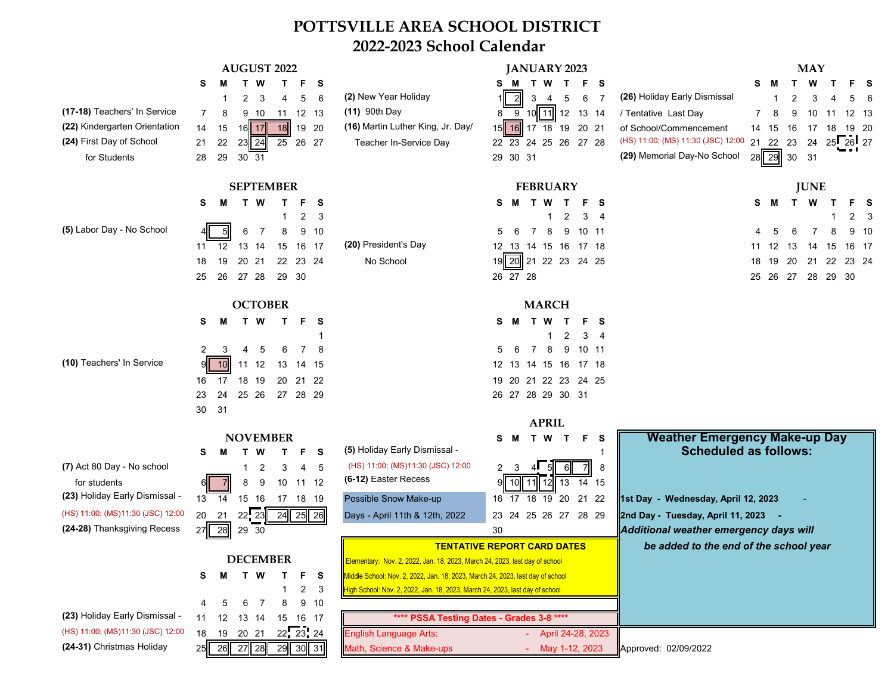# POTTSVILLE AREA SCHOOL DISTRICT
## 2022-2023 School Calendar

### AUGUST 2022

**(17-18)** Teachers' In Service
**(22)** Kindergarten Orientation
**(24)** First Day of School for Students

| S | M | T | W | T | F | S |
|---|---|---|---|---|---|---|
| | 1 | 2 | 3 | 4 | 5 | 6 |
| 7 | 8 | 9 | 10 | 11 | 12 | 13 |
| 14 | 15 | 16 | 17 | 18 | 19 | 20 |
| 21 | 22 | 23 | 24 | 25 | 26 | 27 |
| 28 | 29 | 30 | 31 | | | |

### SEPTEMBER

**(5)** Labor Day - No School

| S | M | T | W | T | F | S |
|---|---|---|---|---|---|---|
| | | | | 1 | 2 | 3 |
| 4 | 5 | 6 | 7 | 8 | 9 | 10 |
| 11 | 12 | 13 | 14 | 15 | 16 | 17 |
| 18 | 19 | 20 | 21 | 22 | 23 | 24 |
| 25 | 26 | 27 | 28 | 29 | 30 | |

### OCTOBER

**(10)** Teachers' In Service

| S | M | T | W | T | F | S |
|---|---|---|---|---|---|---|
| | | | | | | 1 |
| 2 | 3 | 4 | 5 | 6 | 7 | 8 |
| 9 | 10 | 11 | 12 | 13 | 14 | 15 |
| 16 | 17 | 18 | 19 | 20 | 21 | 22 |
| 23 | 24 | 25 | 26 | 27 | 28 | 29 |
| 30 | 31 | | | | | |

### NOVEMBER

**(7)** Act 80 Day - No school for students
**(23)** Holiday Early Dismissal - (HS) 11:00; (MS)11:30 (JSC) 12:00
**(24-28)** Thanksgiving Recess

| S | M | T | W | T | F | S |
|---|---|---|---|---|---|---|
| | | 1 | 2 | 3 | 4 | 5 |
| 6 | 7 | 8 | 9 | 10 | 11 | 12 |
| 13 | 14 | 15 | 16 | 17 | 18 | 19 |
| 20 | 21 | 22 | 23 | 24 | 25 | 26 |
| 27 | 28 | 29 | 30 | | | |

### DECEMBER

**(23)** Holiday Early Dismissal - (HS) 11:00; (MS)11:30 (JSC) 12:00
**(24-31)** Christmas Holiday

| S | M | T | W | T | F | S |
|---|---|---|---|---|---|---|
| | | | | 1 | 2 | 3 |
| 4 | 5 | 6 | 7 | 8 | 9 | 10 |
| 11 | 12 | 13 | 14 | 15 | 16 | 17 |
| 18 | 19 | 20 | 21 | 22 | 23 | 24 |
| 25 | 26 | 27 | 28 | 29 | 30 | 31 |

### JANUARY 2023

**(2)** New Year Holiday
**(11)** 90th Day
**(16)** Martin Luther King, Jr. Day/ Teacher In-Service Day

| S | M | T | W | T | F | S |
|---|---|---|---|---|---|---|
| 1 | 2 | 3 | 4 | 5 | 6 | 7 |
| 8 | 9 | 10 | 11 | 12 | 13 | 14 |
| 15 | 16 | 17 | 18 | 19 | 20 | 21 |
| 22 | 23 | 24 | 25 | 26 | 27 | 28 |
| 29 | 30 | 31 | | | | |

### FEBRUARY

**(20)** President's Day No School

| S | M | T | W | T | F | S |
|---|---|---|---|---|---|---|
| | | | 1 | 2 | 3 | 4 |
| 5 | 6 | 7 | 8 | 9 | 10 | 11 |
| 12 | 13 | 14 | 15 | 16 | 17 | 18 |
| 19 | 20 | 21 | 22 | 23 | 24 | 25 |
| 26 | 27 | 28 | | | | |

### MARCH

| S | M | T | W | T | F | S |
|---|---|---|---|---|---|---|
| | | | 1 | 2 | 3 | 4 |
| 5 | 6 | 7 | 8 | 9 | 10 | 11 |
| 12 | 13 | 14 | 15 | 16 | 17 | 18 |
| 19 | 20 | 21 | 22 | 23 | 24 | 25 |
| 26 | 27 | 28 | 29 | 30 | 31 | |

### APRIL

**(5)** Holiday Early Dismissal - (HS) 11:00; (MS)11:30 (JSC) 12:00
**(6-12)** Easter Recess

Possible Snow Make-up Days - April 11th & 12th, 2022

| S | M | T | W | T | F | S |
|---|---|---|---|---|---|---|
| | | | | | | 1 |
| 2 | 3 | 4 | 5 | 6 | 7 | 8 |
| 9 | 10 | 11 | 12 | 13 | 14 | 15 |
| 16 | 17 | 18 | 19 | 20 | 21 | 22 |
| 23 | 24 | 25 | 26 | 27 | 28 | 29 |
| 30 | | | | | | |

### MAY

**(26)** Holiday Early Dismissal / Tentative Last Day of School/Commencement (HS) 11:00; (MS) 11:30 (JSC) 12:00
**(29)** Memorial Day-No School

| S | M | T | W | T | F | S |
|---|---|---|---|---|---|---|
| | 1 | 2 | 3 | 4 | 5 | 6 |
| 7 | 8 | 9 | 10 | 11 | 12 | 13 |
| 14 | 15 | 16 | 17 | 18 | 19 | 20 |
| 21 | 22 | 23 | 24 | 25 | 26 | 27 |
| 28 | 29 | 30 | 31 | | | |

### JUNE

| S | M | T | W | T | F | S |
|---|---|---|---|---|---|---|
| | | | | 1 | 2 | 3 |
| 4 | 5 | 6 | 7 | 8 | 9 | 10 |
| 11 | 12 | 13 | 14 | 15 | 16 | 17 |
| 18 | 19 | 20 | 21 | 22 | 23 | 24 |
| 25 | 26 | 27 | 28 | 29 | 30 | |

### TENTATIVE REPORT CARD DATES

Elementary: Nov. 2, 2022, Jan. 18, 2023, March 24, 2023, last day of school
Middle School: Nov. 2, 2022, Jan. 18, 2023, March 24, 2023, last day of school
High School: Nov. 2, 2022, Jan. 18, 2023, March 24, 2023, last day of school

### **** PSSA Testing Dates - Grades 3-8 ****

| | | |
|---|---|---|
| English Language Arts: | - | April 24-28, 2023 |
| Math, Science & Make-ups | - | May 1-12, 2023 |

### Weather Emergency Make-up Day Scheduled as follows:

**1st Day - Wednesday, April 12, 2023** -
**2nd Day - Tuesday, April 11, 2023** -

***Additional weather emergency days will be added to the end of the school year***

Approved: 02/09/2022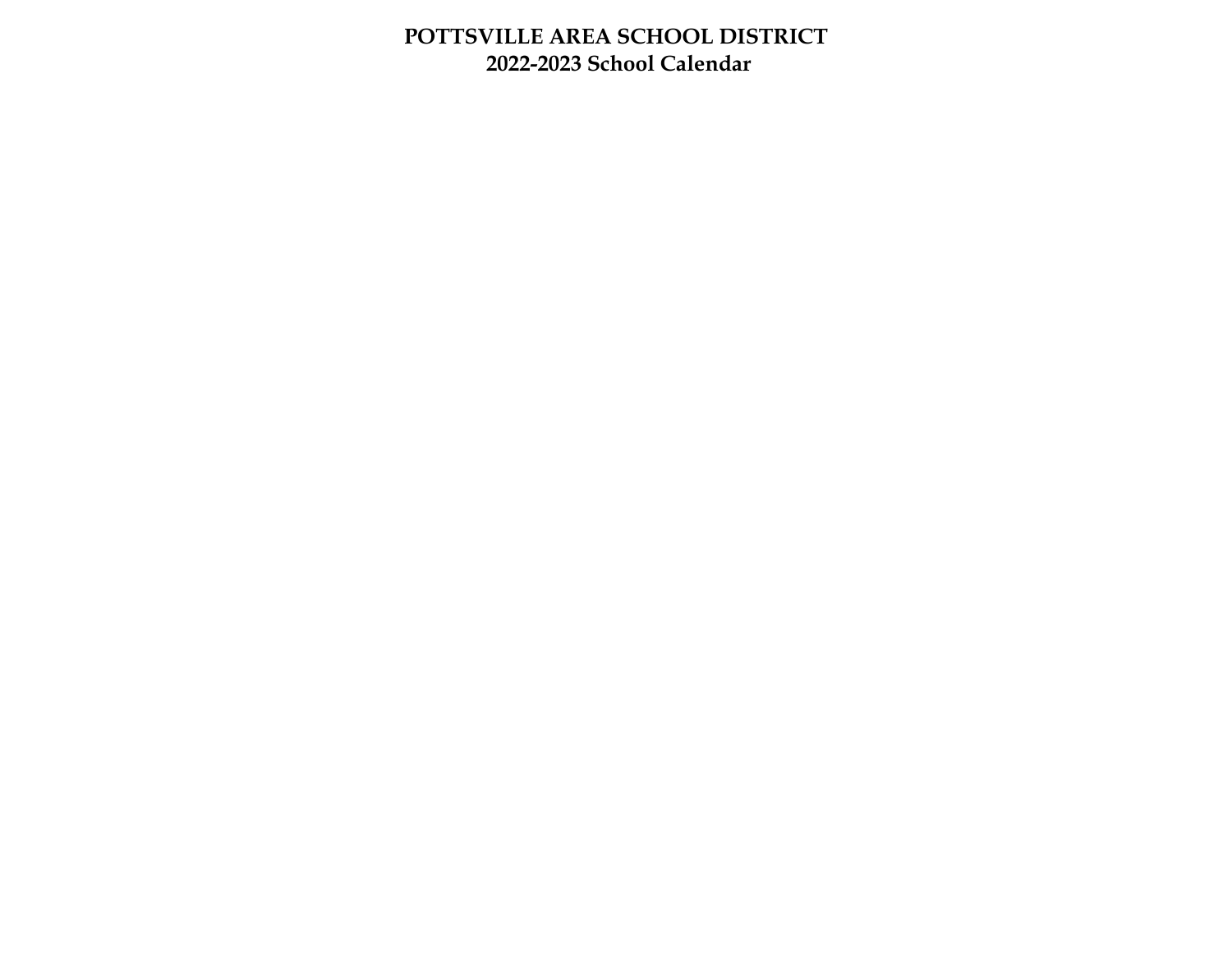# POTTSVILLE AREA SCHOOL DISTRICT
## 2022-2023 School Calendar